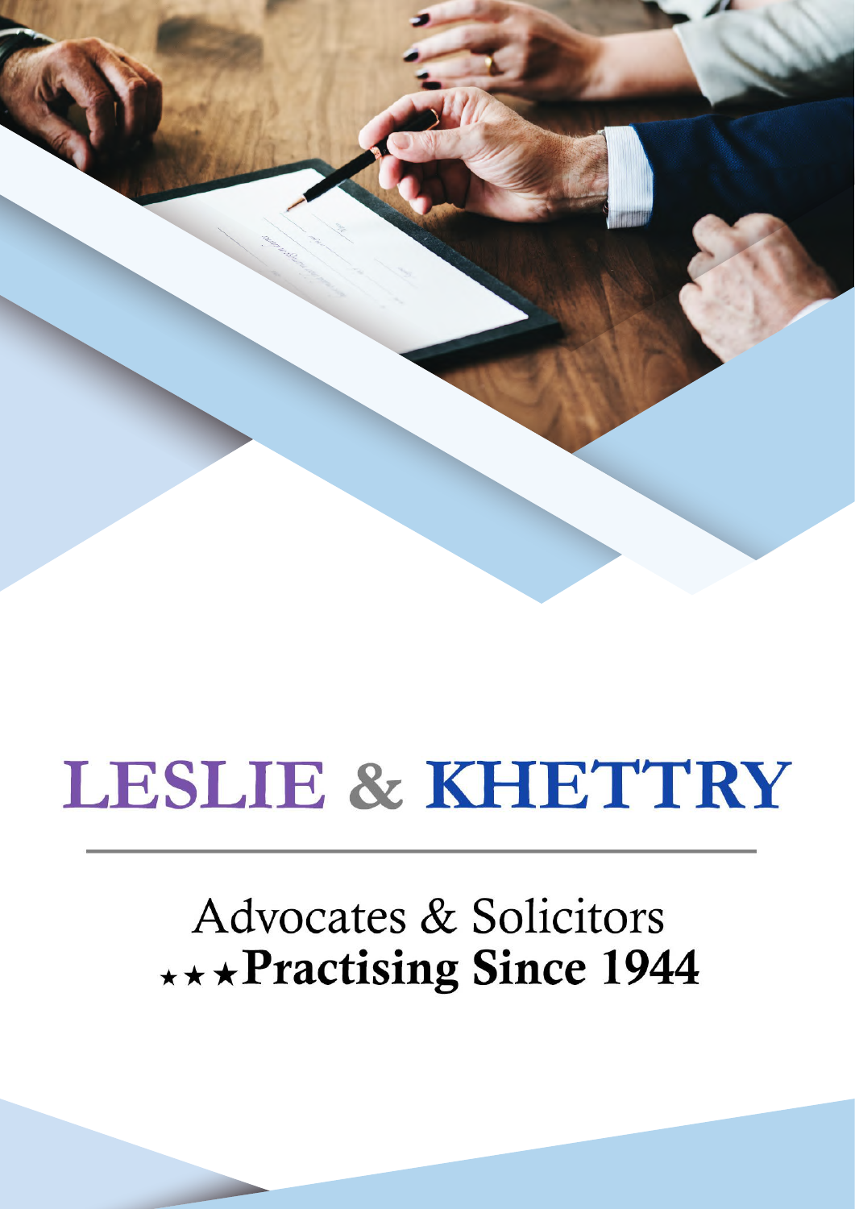# LESLIE & KHETTRY

Advocates & Solicitors

★★★**Practising Since 1944**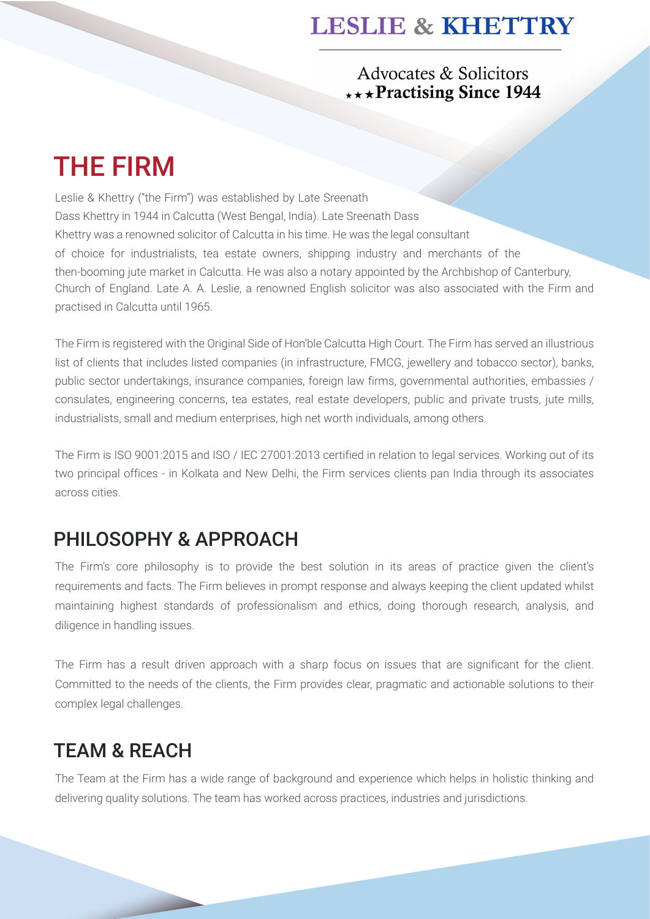LESLIE & KHETTRY

Advocates & Solicitors
★★★ **Practising Since 1944**

# THE FIRM

Leslie & Khettry ("the Firm") was established by Late Sreenath Dass Khettry in 1944 in Calcutta (West Bengal, India). Late Sreenath Dass Khettry was a renowned solicitor of Calcutta in his time. He was the legal consultant of choice for industrialists, tea estate owners, shipping industry and merchants of the then-booming jute market in Calcutta. He was also a notary appointed by the Archbishop of Canterbury, Church of England. Late A. A. Leslie, a renowned English solicitor was also associated with the Firm and practised in Calcutta until 1965.

The Firm is registered with the Original Side of Hon'ble Calcutta High Court. The Firm has served an illustrious list of clients that includes listed companies (in infrastructure, FMCG, jewellery and tobacco sector), banks, public sector undertakings, insurance companies, foreign law firms, governmental authorities, embassies / consulates, engineering concerns, tea estates, real estate developers, public and private trusts, jute mills, industrialists, small and medium enterprises, high net worth individuals, among others.

The Firm is ISO 9001:2015 and ISO / IEC 27001:2013 certified in relation to legal services. Working out of its two principal offices - in Kolkata and New Delhi, the Firm services clients pan India through its associates across cities.

## PHILOSOPHY & APPROACH

The Firm's core philosophy is to provide the best solution in its areas of practice given the client's requirements and facts. The Firm believes in prompt response and always keeping the client updated whilst maintaining highest standards of professionalism and ethics, doing thorough research, analysis, and diligence in handling issues.

The Firm has a result driven approach with a sharp focus on issues that are significant for the client. Committed to the needs of the clients, the Firm provides clear, pragmatic and actionable solutions to their complex legal challenges.

## TEAM & REACH

The Team at the Firm has a wide range of background and experience which helps in holistic thinking and delivering quality solutions. The team has worked across practices, industries and jurisdictions.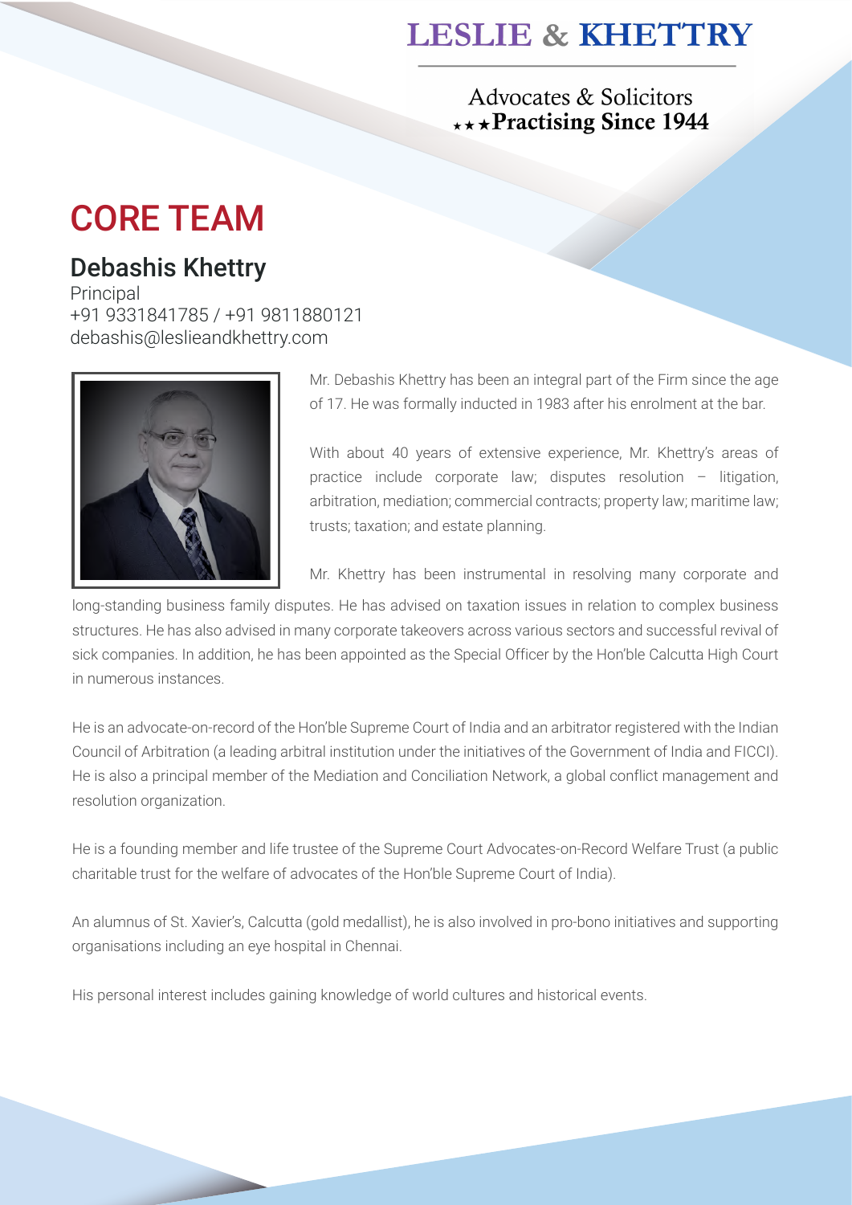# CORE TEAM

## Debashis Khettry

Principal
+91 9331841785 / +91 9811880121
debashis@leslieandkhettry.com

Mr. Debashis Khettry has been an integral part of the Firm since the age of 17. He was formally inducted in 1983 after his enrolment at the bar.

With about 40 years of extensive experience, Mr. Khettry's areas of practice include corporate law; disputes resolution – litigation, arbitration, mediation; commercial contracts; property law; maritime law; trusts; taxation; and estate planning.

Mr. Khettry has been instrumental in resolving many corporate and long-standing business family disputes. He has advised on taxation issues in relation to complex business structures. He has also advised in many corporate takeovers across various sectors and successful revival of sick companies. In addition, he has been appointed as the Special Officer by the Hon'ble Calcutta High Court in numerous instances.

He is an advocate-on-record of the Hon'ble Supreme Court of India and an arbitrator registered with the Indian Council of Arbitration (a leading arbitral institution under the initiatives of the Government of India and FICCI). He is also a principal member of the Mediation and Conciliation Network, a global conflict management and resolution organization.

He is a founding member and life trustee of the Supreme Court Advocates-on-Record Welfare Trust (a public charitable trust for the welfare of advocates of the Hon'ble Supreme Court of India).

An alumnus of St. Xavier's, Calcutta (gold medallist), he is also involved in pro-bono initiatives and supporting organisations including an eye hospital in Chennai.

His personal interest includes gaining knowledge of world cultures and historical events.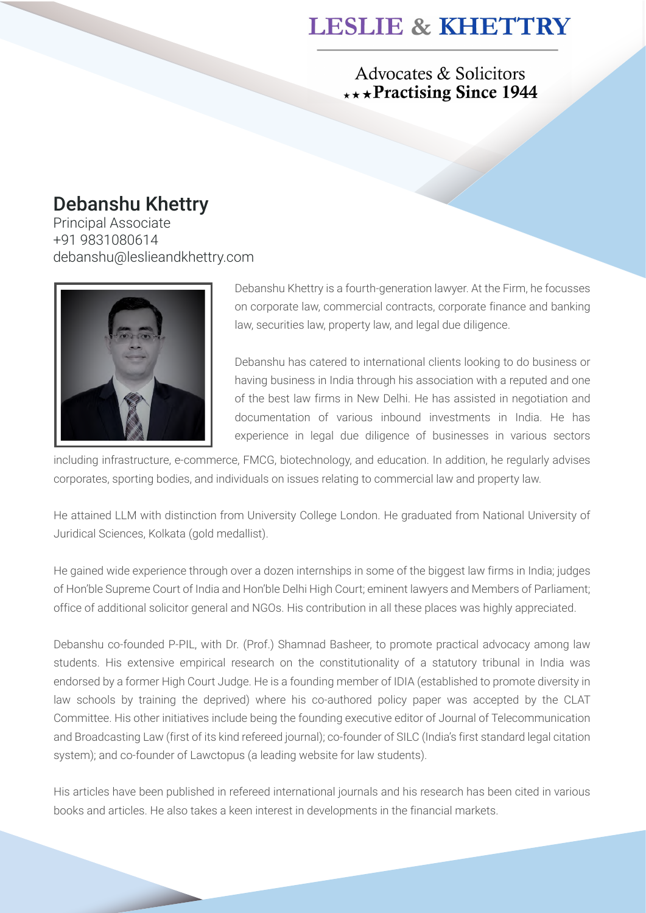# LESLIE & KHETTRY

Advocates & Solicitors
★★★**Practising Since 1944**

## Debanshu Khettry

Principal Associate
+91 9831080614
debanshu@leslieandkhettry.com

Debanshu Khettry is a fourth-generation lawyer. At the Firm, he focusses on corporate law, commercial contracts, corporate finance and banking law, securities law, property law, and legal due diligence.

Debanshu has catered to international clients looking to do business or having business in India through his association with a reputed and one of the best law firms in New Delhi. He has assisted in negotiation and documentation of various inbound investments in India. He has experience in legal due diligence of businesses in various sectors including infrastructure, e-commerce, FMCG, biotechnology, and education. In addition, he regularly advises corporates, sporting bodies, and individuals on issues relating to commercial law and property law.

He attained LLM with distinction from University College London. He graduated from National University of Juridical Sciences, Kolkata (gold medallist).

He gained wide experience through over a dozen internships in some of the biggest law firms in India; judges of Hon'ble Supreme Court of India and Hon'ble Delhi High Court; eminent lawyers and Members of Parliament; office of additional solicitor general and NGOs. His contribution in all these places was highly appreciated.

Debanshu co-founded P-PIL, with Dr. (Prof.) Shamnad Basheer, to promote practical advocacy among law students. His extensive empirical research on the constitutionality of a statutory tribunal in India was endorsed by a former High Court Judge. He is a founding member of IDIA (established to promote diversity in law schools by training the deprived) where his co-authored policy paper was accepted by the CLAT Committee. His other initiatives include being the founding executive editor of Journal of Telecommunication and Broadcasting Law (first of its kind refereed journal); co-founder of SILC (India's first standard legal citation system); and co-founder of Lawctopus (a leading website for law students).

His articles have been published in refereed international journals and his research has been cited in various books and articles. He also takes a keen interest in developments in the financial markets.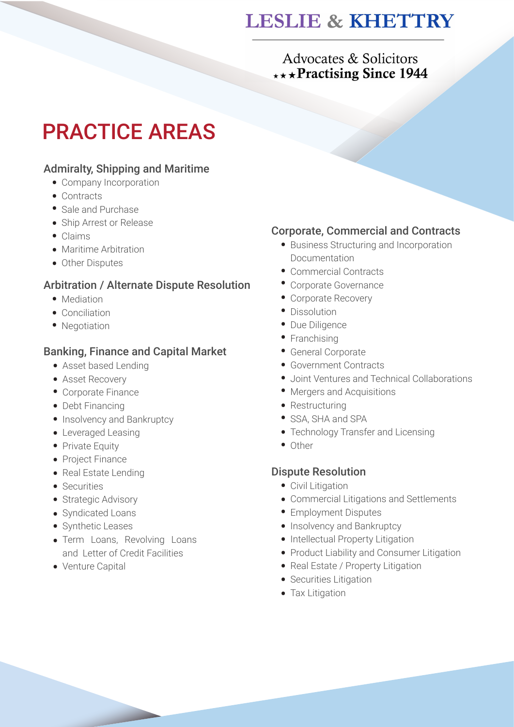# LESLIE & KHETTRY

Advocates & Solicitors
★★★**Practising Since 1944**

# PRACTICE AREAS

### Admiralty, Shipping and Maritime

- Company Incorporation
- Contracts
- Sale and Purchase
- Ship Arrest or Release
- Claims
- Maritime Arbitration
- Other Disputes

### Arbitration / Alternate Dispute Resolution

- Mediation
- Conciliation
- Negotiation

### Banking, Finance and Capital Market

- Asset based Lending
- Asset Recovery
- Corporate Finance
- Debt Financing
- Insolvency and Bankruptcy
- Leveraged Leasing
- Private Equity
- Project Finance
- Real Estate Lending
- Securities
- Strategic Advisory
- Syndicated Loans
- Synthetic Leases
- Term Loans, Revolving Loans and Letter of Credit Facilities
- Venture Capital

### Corporate, Commercial and Contracts

- Business Structuring and Incorporation Documentation
- Commercial Contracts
- Corporate Governance
- Corporate Recovery
- Dissolution
- Due Diligence
- Franchising
- General Corporate
- Government Contracts
- Joint Ventures and Technical Collaborations
- Mergers and Acquisitions
- Restructuring
- SSA, SHA and SPA
- Technology Transfer and Licensing
- Other

### Dispute Resolution

- Civil Litigation
- Commercial Litigations and Settlements
- Employment Disputes
- Insolvency and Bankruptcy
- Intellectual Property Litigation
- Product Liability and Consumer Litigation
- Real Estate / Property Litigation
- Securities Litigation
- Tax Litigation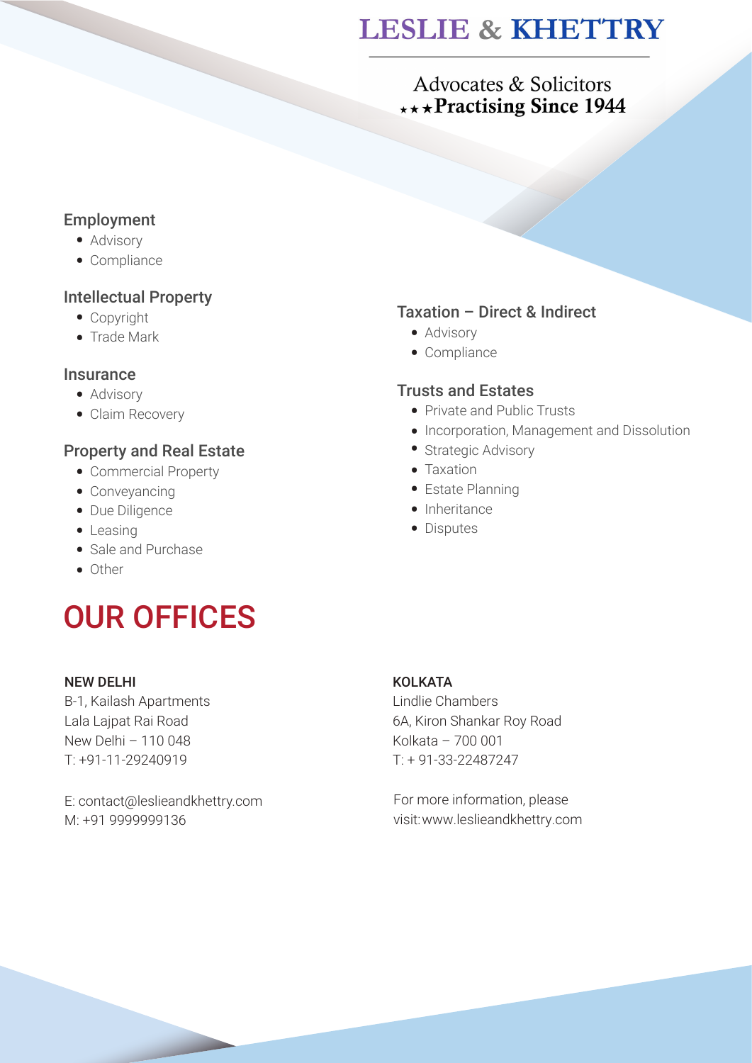# LESLIE & KHETTRY

Advocates & Solicitors
★★★**Practising Since 1944**

### Employment

- Advisory
- Compliance

### Intellectual Property

- Copyright
- Trade Mark

### Insurance

- Advisory
- Claim Recovery

### Property and Real Estate

- Commercial Property
- Conveyancing
- Due Diligence
- Leasing
- Sale and Purchase
- Other

### Taxation – Direct & Indirect

- Advisory
- Compliance

### Trusts and Estates

- Private and Public Trusts
- Incorporation, Management and Dissolution
- Strategic Advisory
- Taxation
- Estate Planning
- Inheritance
- Disputes

## OUR OFFICES

**NEW DELHI**
B-1, Kailash Apartments
Lala Lajpat Rai Road
New Delhi – 110 048
T: +91-11-29240919

E: contact@leslieandkhettry.com
M: +91 9999999136

**KOLKATA**
Lindlie Chambers
6A, Kiron Shankar Roy Road
Kolkata – 700 001
T: + 91-33-22487247

For more information, please visit: www.leslieandkhettry.com